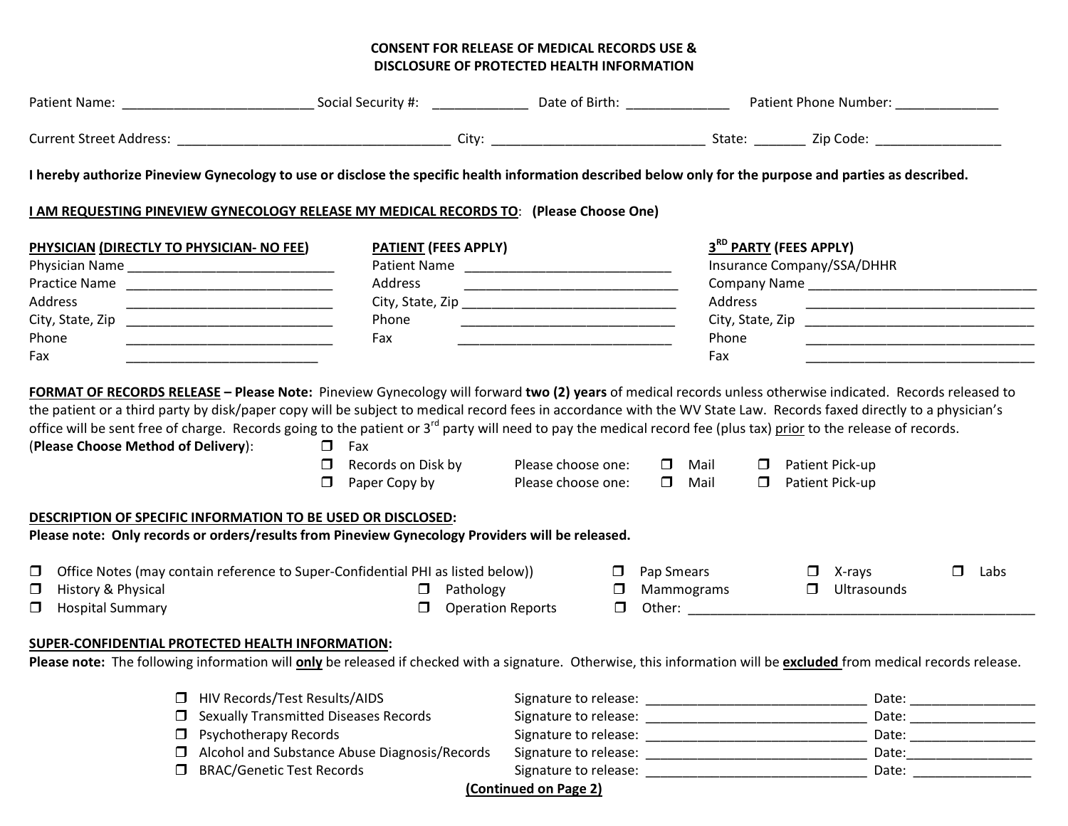## CONSENT FOR RELEASE OF MEDICAL RECORDS USE & DISCLOSURE OF PROTECTED HEALTH INFORMATION

Patient Name: _________________________ Social Security #: _____________ Date of Birth: ______________ Patient Phone Number: ______________

Current Street Address: ____________________________________ City: ____________________________ State: _______ Zip Code: ________________

**I hereby authorize Pineview Gynecology to use or disclose the specific health information described below only for the purpose and parties as described.**

**I AM REQUESTING PINEVIEW GYNECOLOGY RELEASE MY MEDICAL RECORDS TO**: **(Please Choose One)**

**PHYSICIAN (DIRECTLY TO PHYSICIAN- NO FEE)**
Physician Name ____________________________
Practice Name ____________________________
Address ____________________________
City, State, Zip ____________________________
Phone ____________________________
Fax ___________________________

**PATIENT (FEES APPLY)**
Patient Name ____________________________
Address ____________________________
City, State, Zip ____________________________
Phone ____________________________
Fax ____________________________

**3RD PARTY (FEES APPLY)**
Insurance Company/SSA/DHHR
Company Name ________________________________
Address ________________________________
City, State, Zip ________________________________
Phone ________________________________
Fax ________________________________

**FORMAT OF RECORDS RELEASE – Please Note:** Pineview Gynecology will forward **two (2) years** of medical records unless otherwise indicated. Records released to the patient or a third party by disk/paper copy will be subject to medical record fees in accordance with the WV State Law. Records faxed directly to a physician's office will be sent free of charge. Records going to the patient or 3rd party will need to pay the medical record fee (plus tax) prior to the release of records.

(**Please Choose Method of Delivery**):

- ❒ Fax
- ❒ Records on Disk by — Please choose one: ❒ Mail ❒ Patient Pick-up
- ❒ Paper Copy by — Please choose one: ❒ Mail ❒ Patient Pick-up

**DESCRIPTION OF SPECIFIC INFORMATION TO BE USED OR DISCLOSED:**
**Please note: Only records or orders/results from Pineview Gynecology Providers will be released.**

- ❒ Office Notes (may contain reference to Super-Confidential PHI as listed below))
- ❒ Pap Smears
- ❒ X-rays
- ❒ Labs
- ❒ History & Physical
- ❒ Pathology
- ❒ Mammograms
- ❒ Ultrasounds
- ❒ Hospital Summary
- ❒ Operation Reports
- ❒ Other: ______________________________________________

**SUPER-CONFIDENTIAL PROTECTED HEALTH INFORMATION:**
**Please note:** The following information will **only** be released if checked with a signature. Otherwise, this information will be **excluded** from medical records release.

- ❒ HIV Records/Test Results/AIDS — Signature to release: ______________________________ Date: ________________
- ❒ Sexually Transmitted Diseases Records — Signature to release: ______________________________ Date: ________________
- ❒ Psychotherapy Records — Signature to release: ______________________________ Date: ________________
- ❒ Alcohol and Substance Abuse Diagnosis/Records — Signature to release: ______________________________ Date: ________________
- ❒ BRAC/Genetic Test Records — Signature to release: ______________________________ Date: ________________

**(Continued on Page 2)**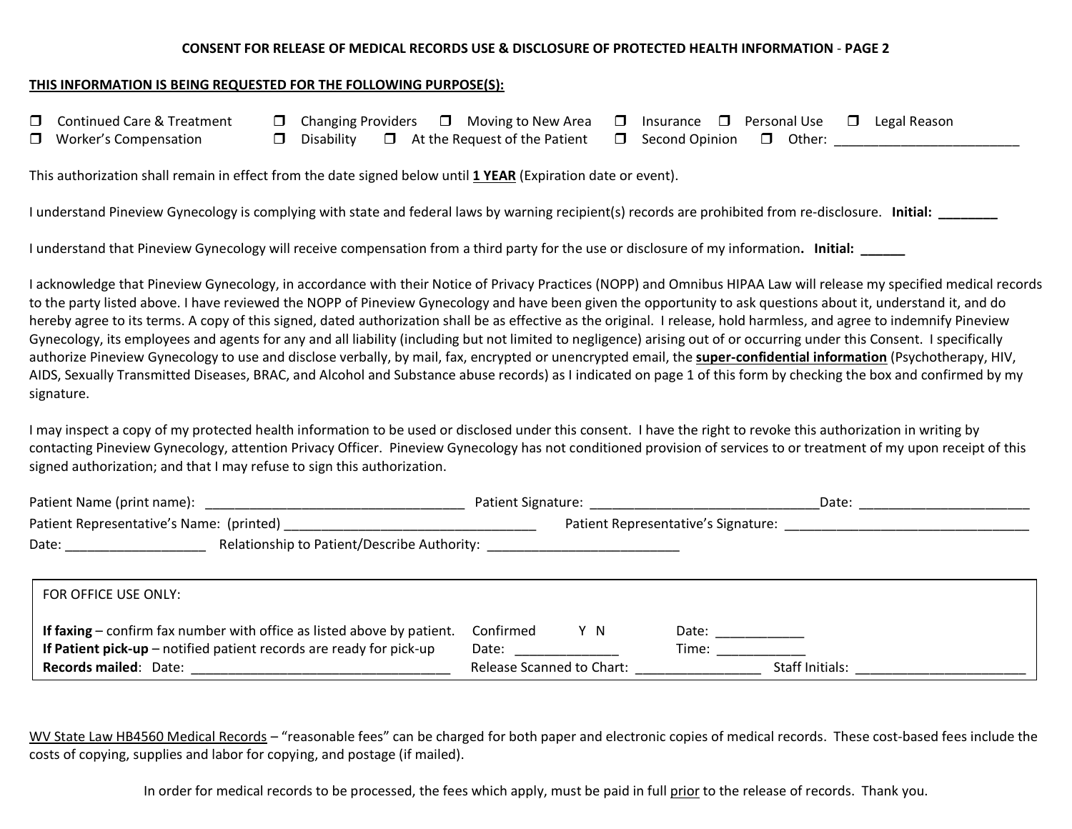**CONSENT FOR RELEASE OF MEDICAL RECORDS USE & DISCLOSURE OF PROTECTED HEALTH INFORMATION - PAGE 2**

**THIS INFORMATION IS BEING REQUESTED FOR THE FOLLOWING PURPOSE(S):**

❒ Continued Care & Treatment ❒ Changing Providers ❒ Moving to New Area ❒ Insurance ❒ Personal Use ❒ Legal Reason
❒ Worker's Compensation ❒ Disability ❒ At the Request of the Patient ❒ Second Opinion ❒ Other: _________________________

This authorization shall remain in effect from the date signed below until **1 YEAR** (Expiration date or event).

I understand Pineview Gynecology is complying with state and federal laws by warning recipient(s) records are prohibited from re-disclosure. **Initial: ________**

I understand that Pineview Gynecology will receive compensation from a third party for the use or disclosure of my information**. Initial: ______**

I acknowledge that Pineview Gynecology, in accordance with their Notice of Privacy Practices (NOPP) and Omnibus HIPAA Law will release my specified medical records to the party listed above. I have reviewed the NOPP of Pineview Gynecology and have been given the opportunity to ask questions about it, understand it, and do hereby agree to its terms. A copy of this signed, dated authorization shall be as effective as the original. I release, hold harmless, and agree to indemnify Pineview Gynecology, its employees and agents for any and all liability (including but not limited to negligence) arising out of or occurring under this Consent. I specifically authorize Pineview Gynecology to use and disclose verbally, by mail, fax, encrypted or unencrypted email, the **super-confidential information** (Psychotherapy, HIV, AIDS, Sexually Transmitted Diseases, BRAC, and Alcohol and Substance abuse records) as I indicated on page 1 of this form by checking the box and confirmed by my signature.

I may inspect a copy of my protected health information to be used or disclosed under this consent. I have the right to revoke this authorization in writing by contacting Pineview Gynecology, attention Privacy Officer. Pineview Gynecology has not conditioned provision of services to or treatment of my upon receipt of this signed authorization; and that I may refuse to sign this authorization.

Patient Name (print name): ___________________________________ Patient Signature: _______________________________Date: _______________________
Patient Representative's Name: (printed) ___________________________________ Patient Representative's Signature: _________________________________
Date: ___________________ Relationship to Patient/Describe Authority: __________________________

FOR OFFICE USE ONLY:

**If faxing** – confirm fax number with office as listed above by patient. Confirmed Y N Date: ____________
**If Patient pick-up** – notified patient records are ready for pick-up Date: ______________ Time: ____________
**Records mailed**: Date: ___________________________________ Release Scanned to Chart: ________________ Staff Initials: _______________________

WV State Law HB4560 Medical Records – "reasonable fees" can be charged for both paper and electronic copies of medical records. These cost-based fees include the costs of copying, supplies and labor for copying, and postage (if mailed).

In order for medical records to be processed, the fees which apply, must be paid in full prior to the release of records. Thank you.